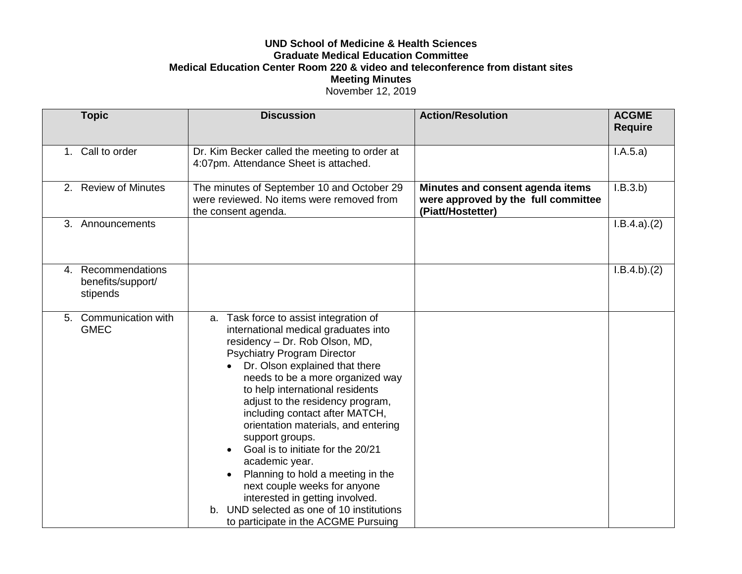**UND School of Medicine & Health Sciences**
**Graduate Medical Education Committee**
**Medical Education Center Room 220 & video and teleconference from distant sites**
**Meeting Minutes**
November 12, 2019

| Topic | Discussion | Action/Resolution | ACGME Require |
|---|---|---|---|
| 1. Call to order | Dr. Kim Becker called the meeting to order at 4:07pm. Attendance Sheet is attached. | | I.A.5.a) |
| 2. Review of Minutes | The minutes of September 10 and October 29 were reviewed. No items were removed from the consent agenda. | **Minutes and consent agenda items were approved by the full committee (Piatt/Hostetter)** | I.B.3.b) |
| 3. Announcements | | | I.B.4.a).(2) |
| 4. Recommendations benefits/support/ stipends | | | I.B.4.b).(2) |
| 5. Communication with GMEC | a. Task force to assist integration of international medical graduates into residency – Dr. Rob Olson, MD, Psychiatry Program Director<br>• Dr. Olson explained that there needs to be a more organized way to help international residents adjust to the residency program, including contact after MATCH, orientation materials, and entering support groups.<br>• Goal is to initiate for the 20/21 academic year.<br>• Planning to hold a meeting in the next couple weeks for anyone interested in getting involved.<br>b. UND selected as one of 10 institutions to participate in the ACGME Pursuing | | |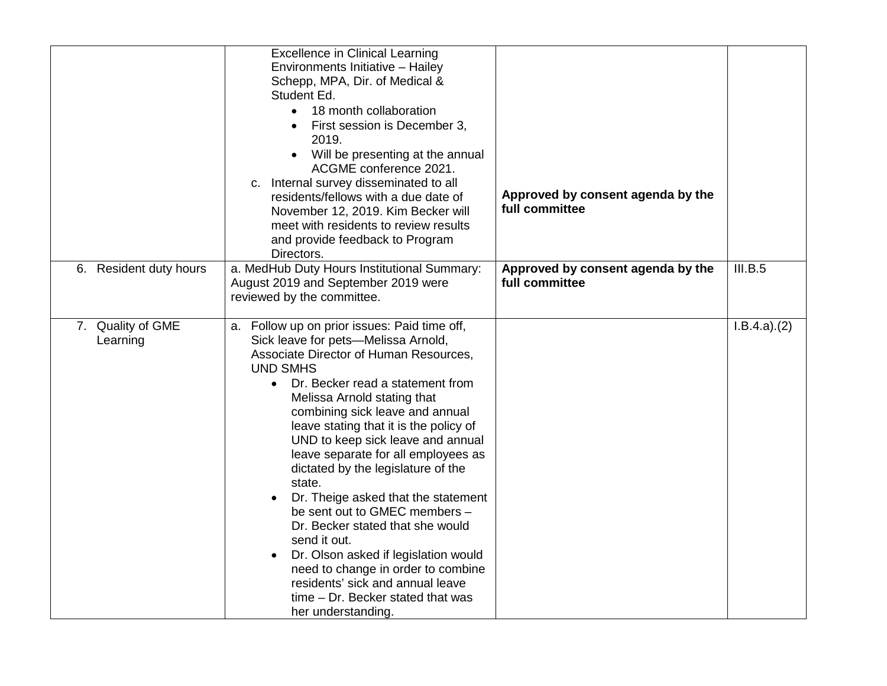| | | | |
|---|---|---|---|
| | Excellence in Clinical Learning Environments Initiative – Hailey Schepp, MPA, Dir. of Medical & Student Ed.<br>• 18 month collaboration<br>• First session is December 3, 2019.<br>• Will be presenting at the annual ACGME conference 2021.<br>c. Internal survey disseminated to all residents/fellows with a due date of November 12, 2019. Kim Becker will meet with residents to review results and provide feedback to Program Directors. | **Approved by consent agenda by the full committee** | |
| 6. Resident duty hours | a. MedHub Duty Hours Institutional Summary: August 2019 and September 2019 were reviewed by the committee. | **Approved by consent agenda by the full committee** | III.B.5 |
| 7. Quality of GME Learning | a. Follow up on prior issues: Paid time off, Sick leave for pets—Melissa Arnold, Associate Director of Human Resources, UND SMHS<br>• Dr. Becker read a statement from Melissa Arnold stating that combining sick leave and annual leave stating that it is the policy of UND to keep sick leave and annual leave separate for all employees as dictated by the legislature of the state.<br>• Dr. Theige asked that the statement be sent out to GMEC members – Dr. Becker stated that she would send it out.<br>• Dr. Olson asked if legislation would need to change in order to combine residents' sick and annual leave time – Dr. Becker stated that was her understanding. | | I.B.4.a).(2) |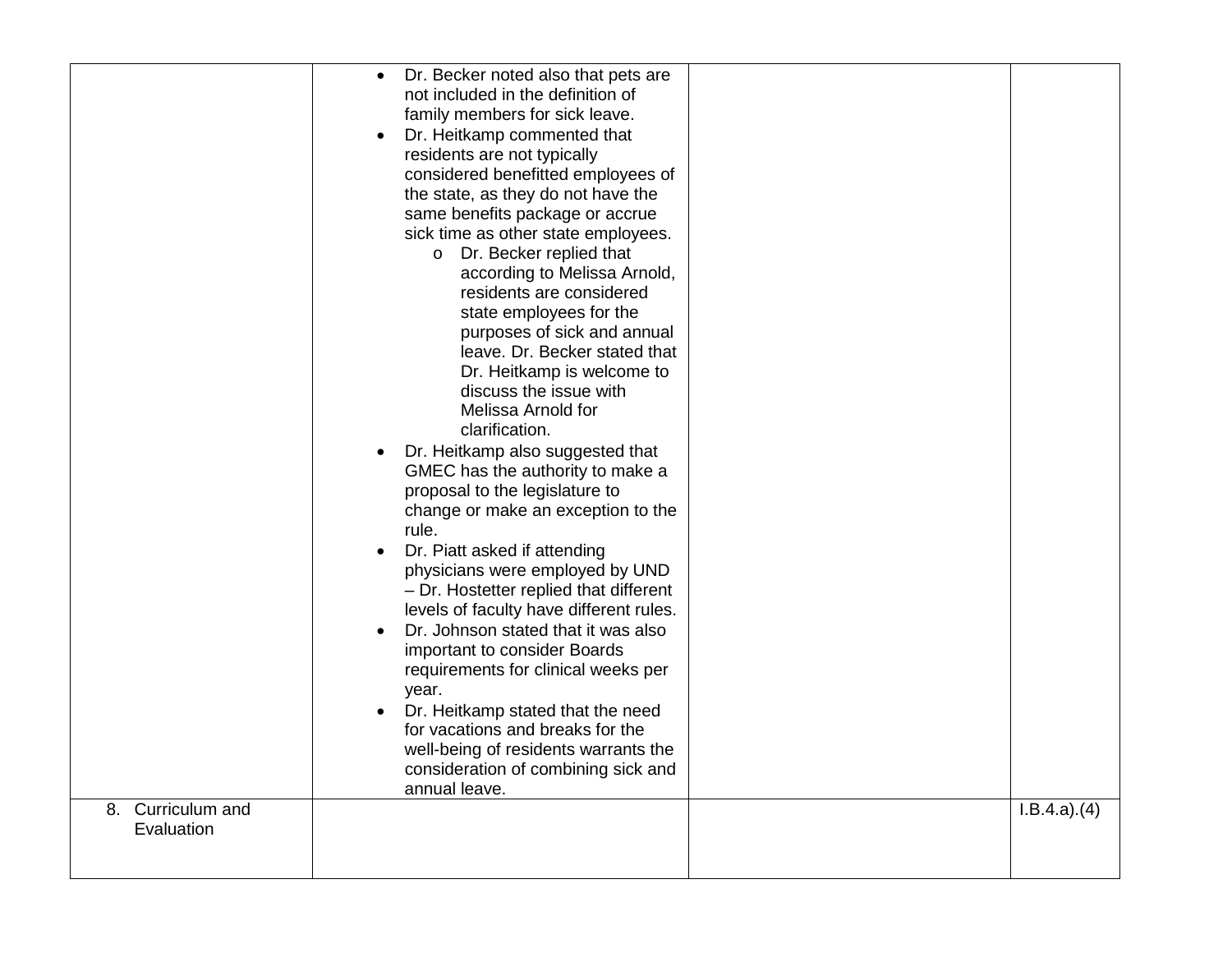| | | | |
|---|---|---|---|
| | • Dr. Becker noted also that pets are not included in the definition of family members for sick leave.<br>• Dr. Heitkamp commented that residents are not typically considered benefitted employees of the state, as they do not have the same benefits package or accrue sick time as other state employees.<br>  o Dr. Becker replied that according to Melissa Arnold, residents are considered state employees for the purposes of sick and annual leave. Dr. Becker stated that Dr. Heitkamp is welcome to discuss the issue with Melissa Arnold for clarification.<br>• Dr. Heitkamp also suggested that GMEC has the authority to make a proposal to the legislature to change or make an exception to the rule.<br>• Dr. Piatt asked if attending physicians were employed by UND – Dr. Hostetter replied that different levels of faculty have different rules.<br>• Dr. Johnson stated that it was also important to consider Boards requirements for clinical weeks per year.<br>• Dr. Heitkamp stated that the need for vacations and breaks for the well-being of residents warrants the consideration of combining sick and annual leave. | | |
| 8. Curriculum and Evaluation | | | I.B.4.a).(4) |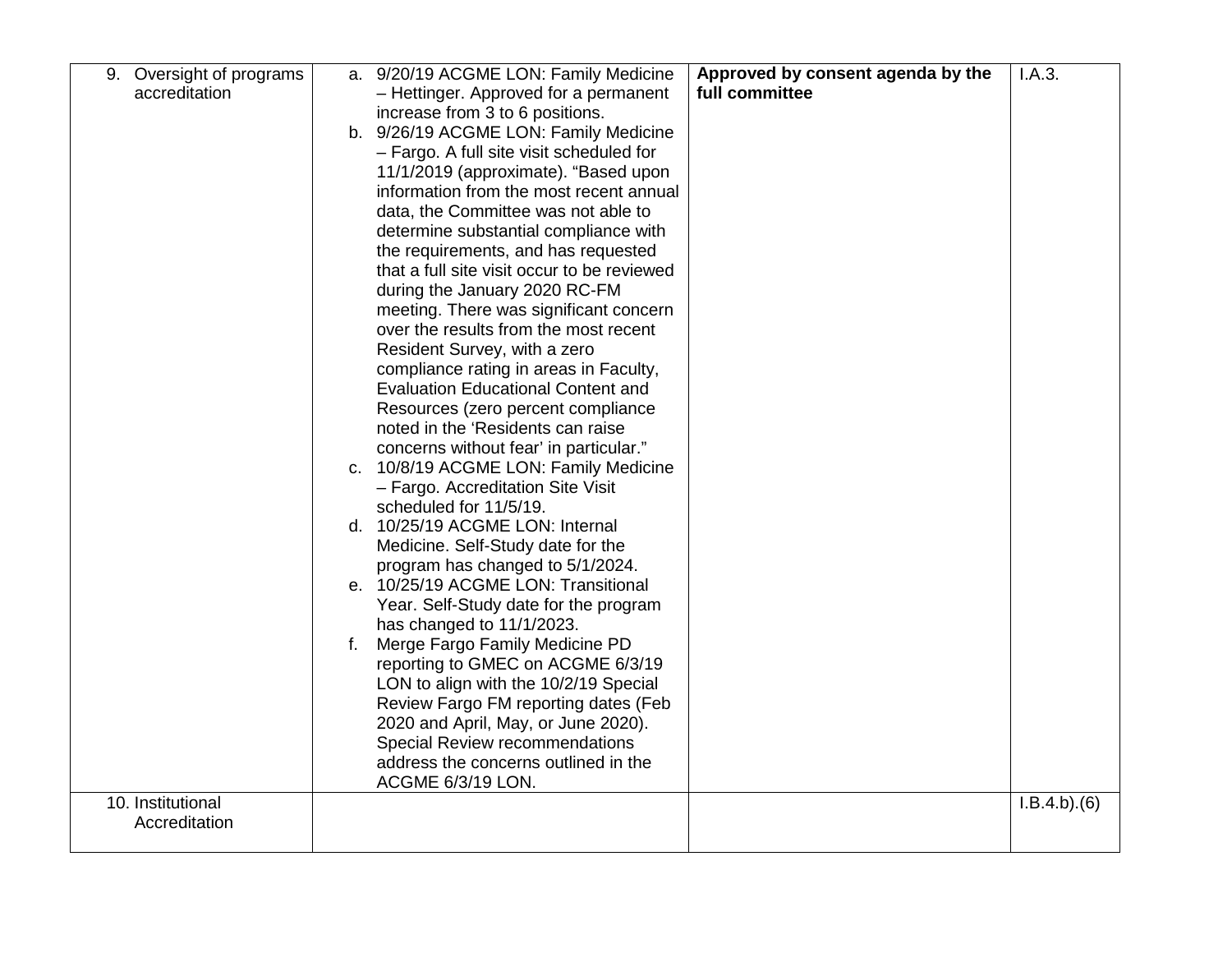| | | | |
|---|---|---|---|
| 9. Oversight of programs accreditation | a. 9/20/19 ACGME LON: Family Medicine – Hettinger. Approved for a permanent increase from 3 to 6 positions.<br>b. 9/26/19 ACGME LON: Family Medicine – Fargo. A full site visit scheduled for 11/1/2019 (approximate). "Based upon information from the most recent annual data, the Committee was not able to determine substantial compliance with the requirements, and has requested that a full site visit occur to be reviewed during the January 2020 RC-FM meeting. There was significant concern over the results from the most recent Resident Survey, with a zero compliance rating in areas in Faculty, Evaluation Educational Content and Resources (zero percent compliance noted in the 'Residents can raise concerns without fear' in particular."<br>c. 10/8/19 ACGME LON: Family Medicine – Fargo. Accreditation Site Visit scheduled for 11/5/19.<br>d. 10/25/19 ACGME LON: Internal Medicine. Self-Study date for the program has changed to 5/1/2024.<br>e. 10/25/19 ACGME LON: Transitional Year. Self-Study date for the program has changed to 11/1/2023.<br>f. Merge Fargo Family Medicine PD reporting to GMEC on ACGME 6/3/19 LON to align with the 10/2/19 Special Review Fargo FM reporting dates (Feb 2020 and April, May, or June 2020). Special Review recommendations address the concerns outlined in the ACGME 6/3/19 LON. | **Approved by consent agenda by the full committee** | I.A.3. |
| 10. Institutional Accreditation | | | I.B.4.b).(6) |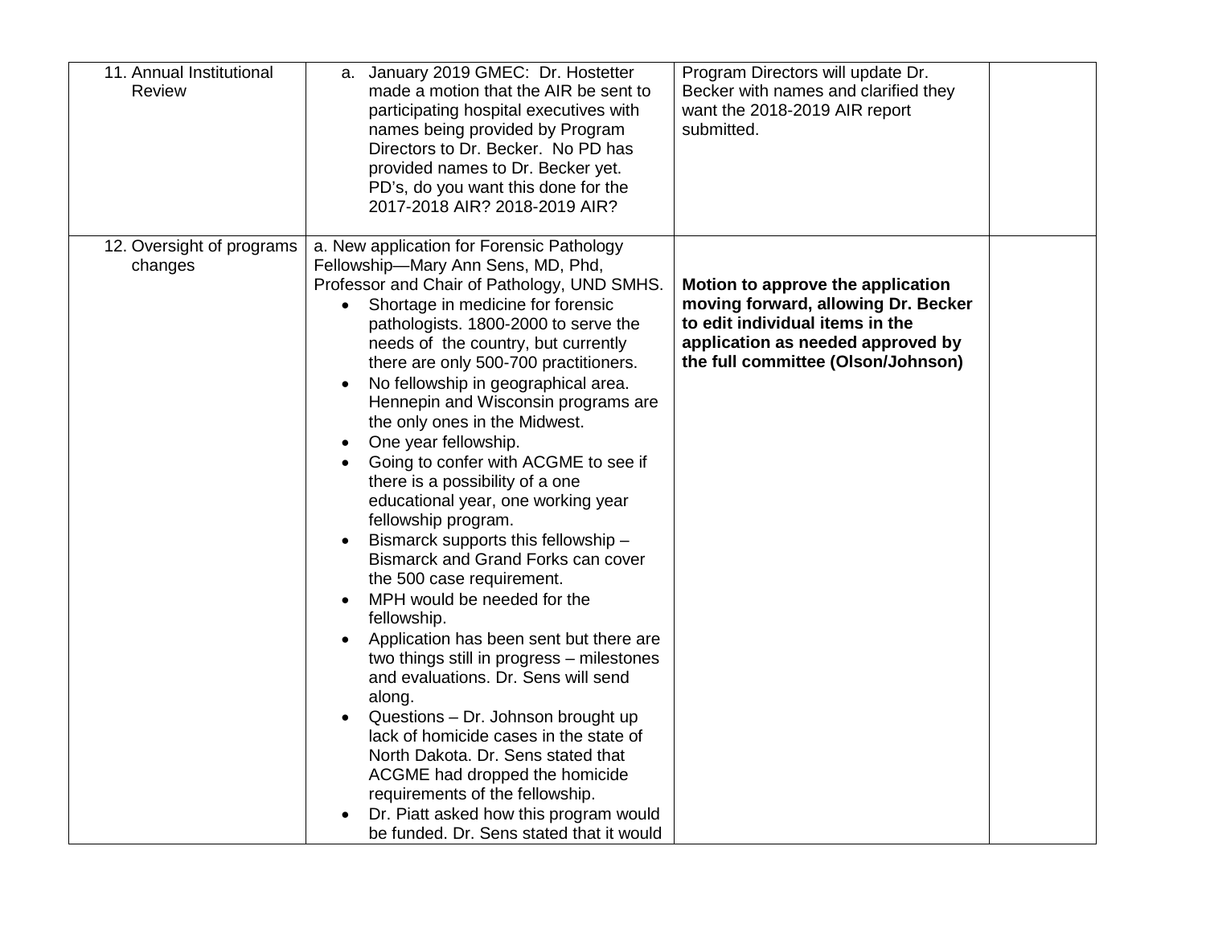| | | | |
|---|---|---|---|
| 11. Annual Institutional Review | a. January 2019 GMEC: Dr. Hostetter made a motion that the AIR be sent to participating hospital executives with names being provided by Program Directors to Dr. Becker. No PD has provided names to Dr. Becker yet. PD's, do you want this done for the 2017-2018 AIR? 2018-2019 AIR? | Program Directors will update Dr. Becker with names and clarified they want the 2018-2019 AIR report submitted. | |
| 12. Oversight of programs changes | a. New application for Forensic Pathology Fellowship—Mary Ann Sens, MD, Phd, Professor and Chair of Pathology, UND SMHS.<br>• Shortage in medicine for forensic pathologists. 1800-2000 to serve the needs of the country, but currently there are only 500-700 practitioners.<br>• No fellowship in geographical area. Hennepin and Wisconsin programs are the only ones in the Midwest.<br>• One year fellowship.<br>• Going to confer with ACGME to see if there is a possibility of a one educational year, one working year fellowship program.<br>• Bismarck supports this fellowship – Bismarck and Grand Forks can cover the 500 case requirement.<br>• MPH would be needed for the fellowship.<br>• Application has been sent but there are two things still in progress – milestones and evaluations. Dr. Sens will send along.<br>• Questions – Dr. Johnson brought up lack of homicide cases in the state of North Dakota. Dr. Sens stated that ACGME had dropped the homicide requirements of the fellowship.<br>• Dr. Piatt asked how this program would be funded. Dr. Sens stated that it would | **Motion to approve the application moving forward, allowing Dr. Becker to edit individual items in the application as needed approved by the full committee (Olson/Johnson)** | |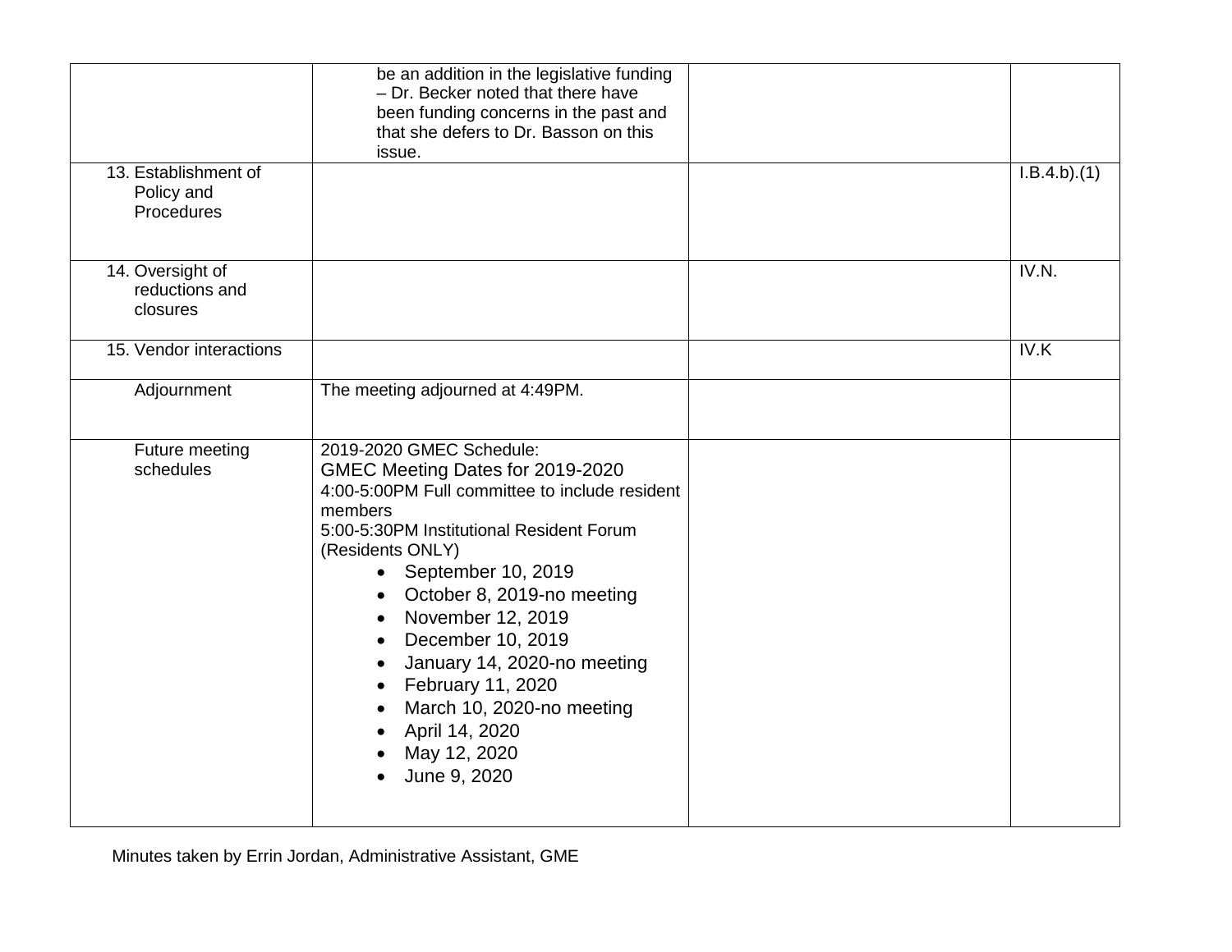| | | | |
|---|---|---|---|
| | be an addition in the legislative funding – Dr. Becker noted that there have been funding concerns in the past and that she defers to Dr. Basson on this issue. | | |
| 13. Establishment of Policy and Procedures | | | I.B.4.b).(1) |
| 14. Oversight of reductions and closures | | | IV.N. |
| 15. Vendor interactions | | | IV.K |
| Adjournment | The meeting adjourned at 4:49PM. | | |
| Future meeting schedules | 2019-2020 GMEC Schedule:<br>GMEC Meeting Dates for 2019-2020<br>4:00-5:00PM Full committee to include resident members<br>5:00-5:30PM Institutional Resident Forum (Residents ONLY)<br>• September 10, 2019<br>• October 8, 2019-no meeting<br>• November 12, 2019<br>• December 10, 2019<br>• January 14, 2020-no meeting<br>• February 11, 2020<br>• March 10, 2020-no meeting<br>• April 14, 2020<br>• May 12, 2020<br>• June 9, 2020 | | |

Minutes taken by Errin Jordan, Administrative Assistant, GME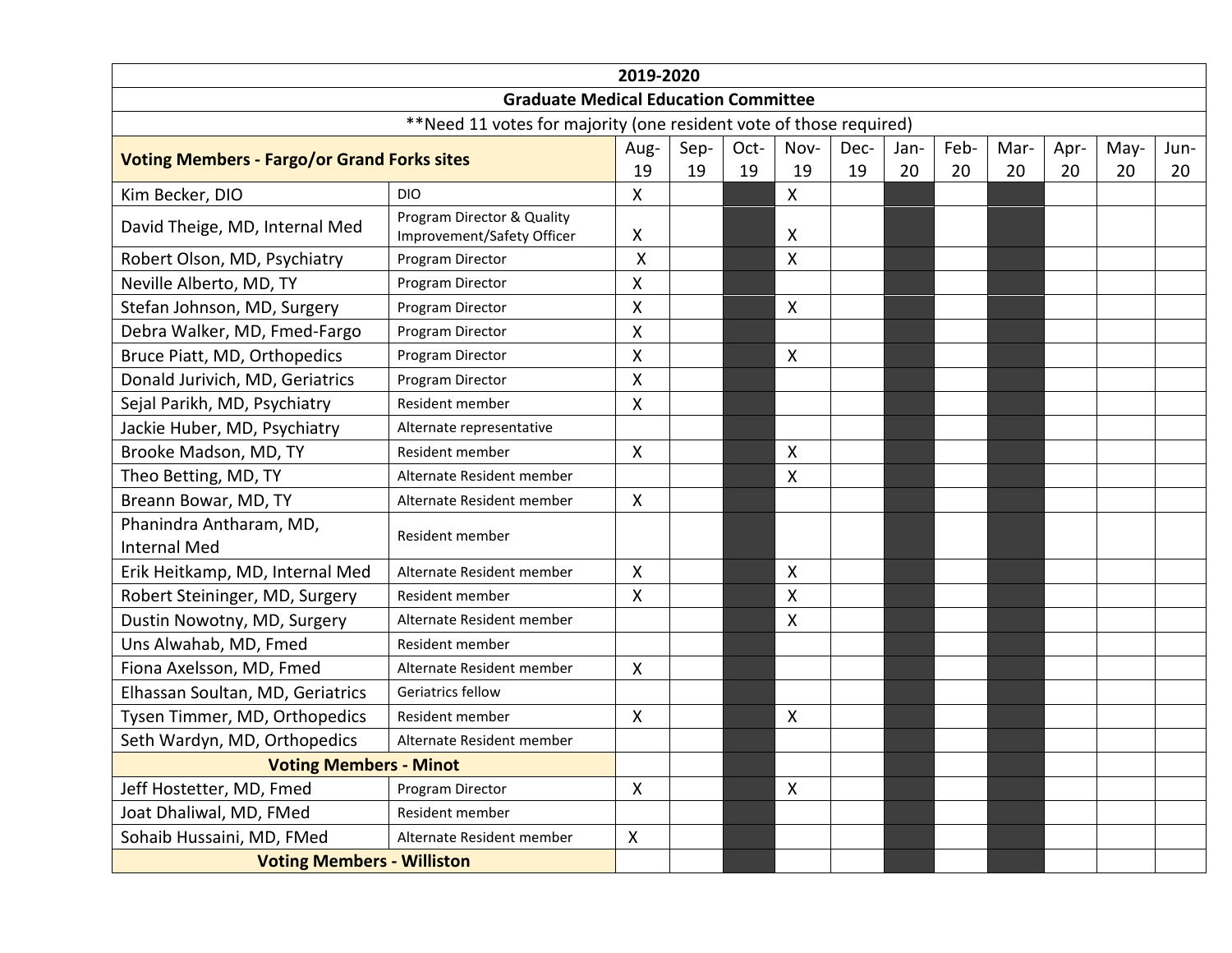| 2019-2020 | | | | | | | | | | | | |
|---|---|---|---|---|---|---|---|---|---|---|---|---|
| **Graduate Medical Education Committee** | | | | | | | | | | | | |
| **Need 11 votes for majority (one resident vote of those required) | | | | | | | | | | | | |
| **Voting Members - Fargo/or Grand Forks sites** | | Aug-19 | Sep-19 | Oct-19 | Nov-19 | Dec-19 | Jan-20 | Feb-20 | Mar-20 | Apr-20 | May-20 | Jun-20 |
| Kim Becker, DIO | DIO | X | | | X | | | | | | | |
| David Theige, MD, Internal Med | Program Director & Quality Improvement/Safety Officer | X | | | X | | | | | | | |
| Robert Olson, MD, Psychiatry | Program Director | X | | | X | | | | | | | |
| Neville Alberto, MD, TY | Program Director | X | | | | | | | | | | |
| Stefan Johnson, MD, Surgery | Program Director | X | | | X | | | | | | | |
| Debra Walker, MD, Fmed-Fargo | Program Director | X | | | | | | | | | | |
| Bruce Piatt, MD, Orthopedics | Program Director | X | | | X | | | | | | | |
| Donald Jurivich, MD, Geriatrics | Program Director | X | | | | | | | | | | |
| Sejal Parikh, MD, Psychiatry | Resident member | X | | | | | | | | | | |
| Jackie Huber, MD, Psychiatry | Alternate representative | | | | | | | | | | | |
| Brooke Madson, MD, TY | Resident member | X | | | X | | | | | | | |
| Theo Betting, MD, TY | Alternate Resident member | | | | X | | | | | | | |
| Breann Bowar, MD, TY | Alternate Resident member | X | | | | | | | | | | |
| Phanindra Antharam, MD, Internal Med | Resident member | | | | | | | | | | | |
| Erik Heitkamp, MD, Internal Med | Alternate Resident member | X | | | X | | | | | | | |
| Robert Steininger, MD, Surgery | Resident member | X | | | X | | | | | | | |
| Dustin Nowotny, MD, Surgery | Alternate Resident member | | | | X | | | | | | | |
| Uns Alwahab, MD, Fmed | Resident member | | | | | | | | | | | |
| Fiona Axelsson, MD, Fmed | Alternate Resident member | X | | | | | | | | | | |
| Elhassan Soultan, MD, Geriatrics | Geriatrics fellow | | | | | | | | | | | |
| Tysen Timmer, MD, Orthopedics | Resident member | X | | | X | | | | | | | |
| Seth Wardyn, MD, Orthopedics | Alternate Resident member | | | | | | | | | | | |
| **Voting Members - Minot** | | | | | | | | | | | | |
| Jeff Hostetter, MD, Fmed | Program Director | X | | | X | | | | | | | |
| Joat Dhaliwal, MD, FMed | Resident member | | | | | | | | | | | |
| Sohaib Hussaini, MD, FMed | Alternate Resident member | X | | | | | | | | | | |
| **Voting Members - Williston** | | | | | | | | | | | | |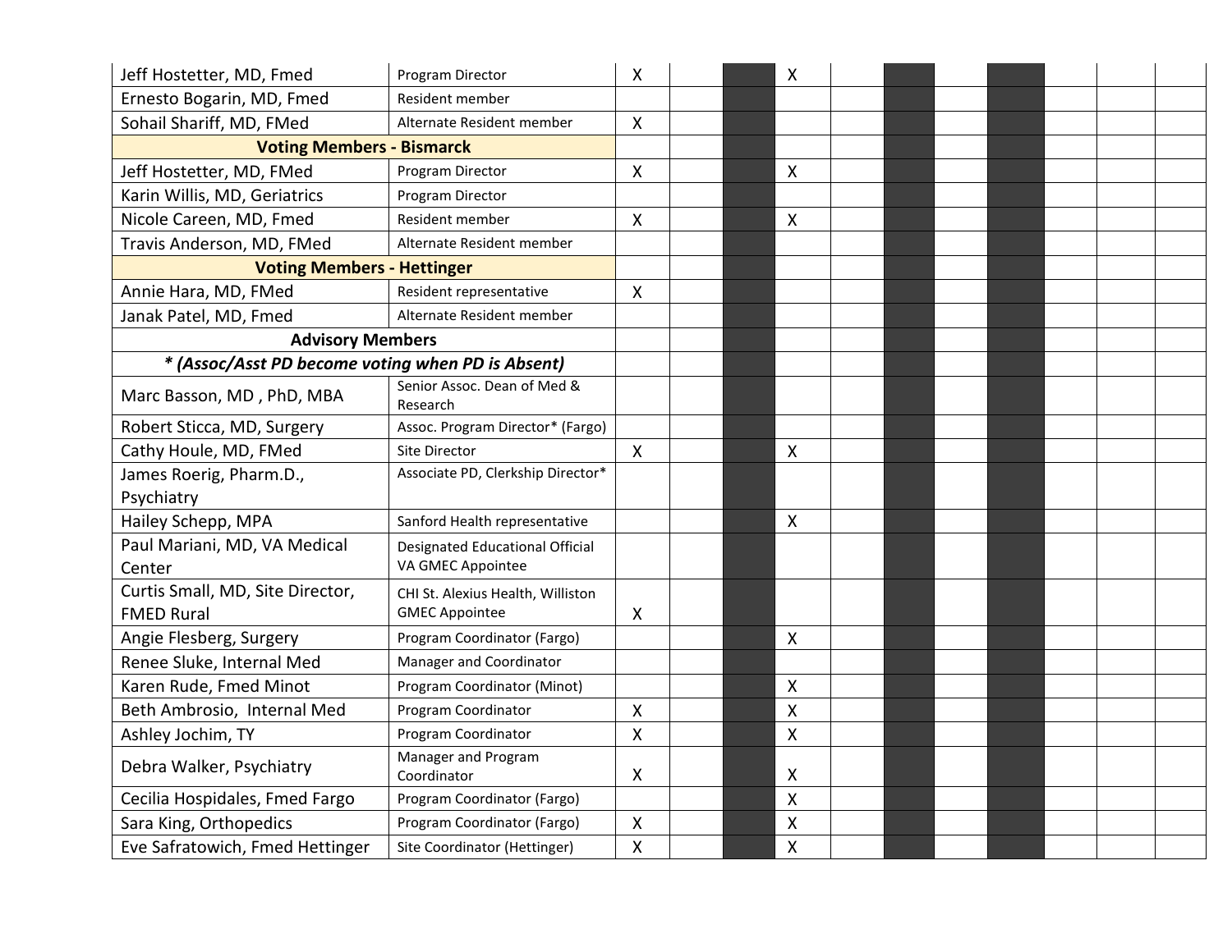| | | | | | | | | | | | | |
|---|---|---|---|---|---|---|---|---|---|---|---|---|
| Jeff Hostetter, MD, Fmed | Program Director | X | | | X | | | | | | | |
| Ernesto Bogarin, MD, Fmed | Resident member | | | | | | | | | | | |
| Sohail Shariff, MD, FMed | Alternate Resident member | X | | | | | | | | | | |
| **Voting Members - Bismarck** | | | | | | | | | | | | |
| Jeff Hostetter, MD, FMed | Program Director | X | | | X | | | | | | | |
| Karin Willis, MD, Geriatrics | Program Director | | | | | | | | | | | |
| Nicole Careen, MD, Fmed | Resident member | X | | | X | | | | | | | |
| Travis Anderson, MD, FMed | Alternate Resident member | | | | | | | | | | | |
| **Voting Members - Hettinger** | | | | | | | | | | | | |
| Annie Hara, MD, FMed | Resident representative | X | | | | | | | | | | |
| Janak Patel, MD, Fmed | Alternate Resident member | | | | | | | | | | | |
| **Advisory Members** | | | | | | | | | | | | |
| ***(Assoc/Asst PD become voting when PD is Absent)** | | | | | | | | | | | | |
| Marc Basson, MD , PhD, MBA | Senior Assoc. Dean of Med & Research | | | | | | | | | | | |
| Robert Sticca, MD, Surgery | Assoc. Program Director* (Fargo) | | | | | | | | | | | |
| Cathy Houle, MD, FMed | Site Director | X | | | X | | | | | | | |
| James Roerig, Pharm.D., Psychiatry | Associate PD, Clerkship Director* | | | | | | | | | | | |
| Hailey Schepp, MPA | Sanford Health representative | | | | X | | | | | | | |
| Paul Mariani, MD, VA Medical Center | Designated Educational Official VA GMEC Appointee | | | | | | | | | | | |
| Curtis Small, MD, Site Director, FMED Rural | CHI St. Alexius Health, Williston GMEC Appointee | X | | | | | | | | | | |
| Angie Flesberg, Surgery | Program Coordinator (Fargo) | | | | X | | | | | | | |
| Renee Sluke, Internal Med | Manager and Coordinator | | | | | | | | | | | |
| Karen Rude, Fmed Minot | Program Coordinator (Minot) | | | | X | | | | | | | |
| Beth Ambrosio, Internal Med | Program Coordinator | X | | | X | | | | | | | |
| Ashley Jochim, TY | Program Coordinator | X | | | X | | | | | | | |
| Debra Walker, Psychiatry | Manager and Program Coordinator | X | | | X | | | | | | | |
| Cecilia Hospidales, Fmed Fargo | Program Coordinator (Fargo) | | | | X | | | | | | | |
| Sara King, Orthopedics | Program Coordinator (Fargo) | X | | | X | | | | | | | |
| Eve Safratowich, Fmed Hettinger | Site Coordinator (Hettinger) | X | | | X | | | | | | | |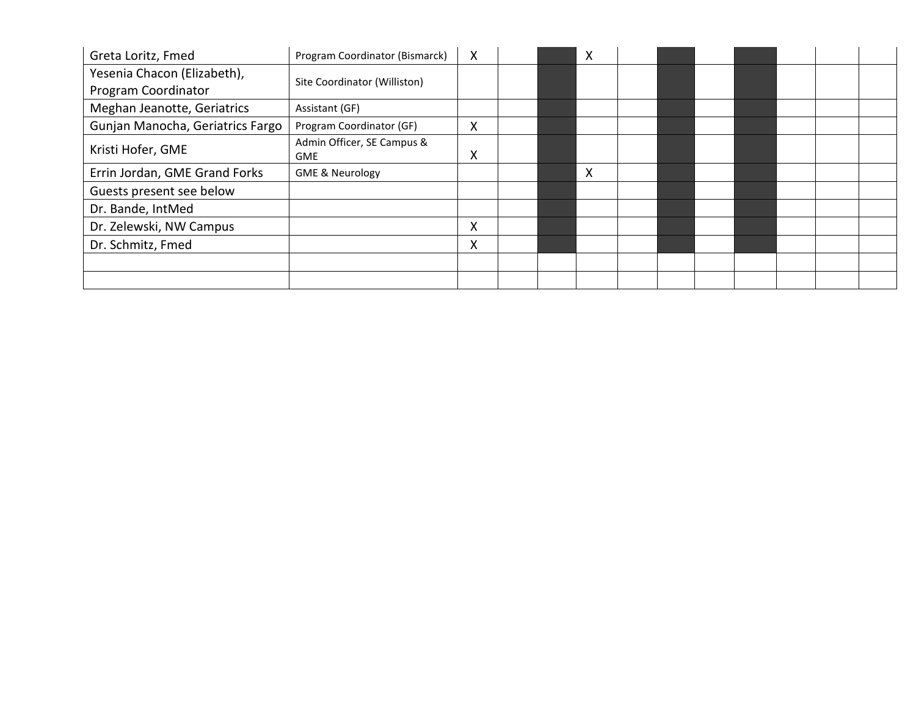| | | | | | | | | | | | | |
|---|---|---|---|---|---|---|---|---|---|---|---|---|
| Greta Loritz, Fmed | Program Coordinator (Bismarck) | X | | | X | | | | | | | |
| Yesenia Chacon (Elizabeth), Program Coordinator | Site Coordinator (Williston) | | | | | | | | | | | |
| Meghan Jeanotte, Geriatrics | Assistant (GF) | | | | | | | | | | | |
| Gunjan Manocha, Geriatrics Fargo | Program Coordinator (GF) | X | | | | | | | | | | |
| Kristi Hofer, GME | Admin Officer, SE Campus & GME | X | | | | | | | | | | |
| Errin Jordan, GME Grand Forks | GME & Neurology | | | | X | | | | | | | |
| Guests present see below | | | | | | | | | | | | |
| Dr. Bande, IntMed | | | | | | | | | | | | |
| Dr. Zelewski, NW Campus | | X | | | | | | | | | | |
| Dr. Schmitz, Fmed | | X | | | | | | | | | | |
| | | | | | | | | | | | | |
| | | | | | | | | | | | | |